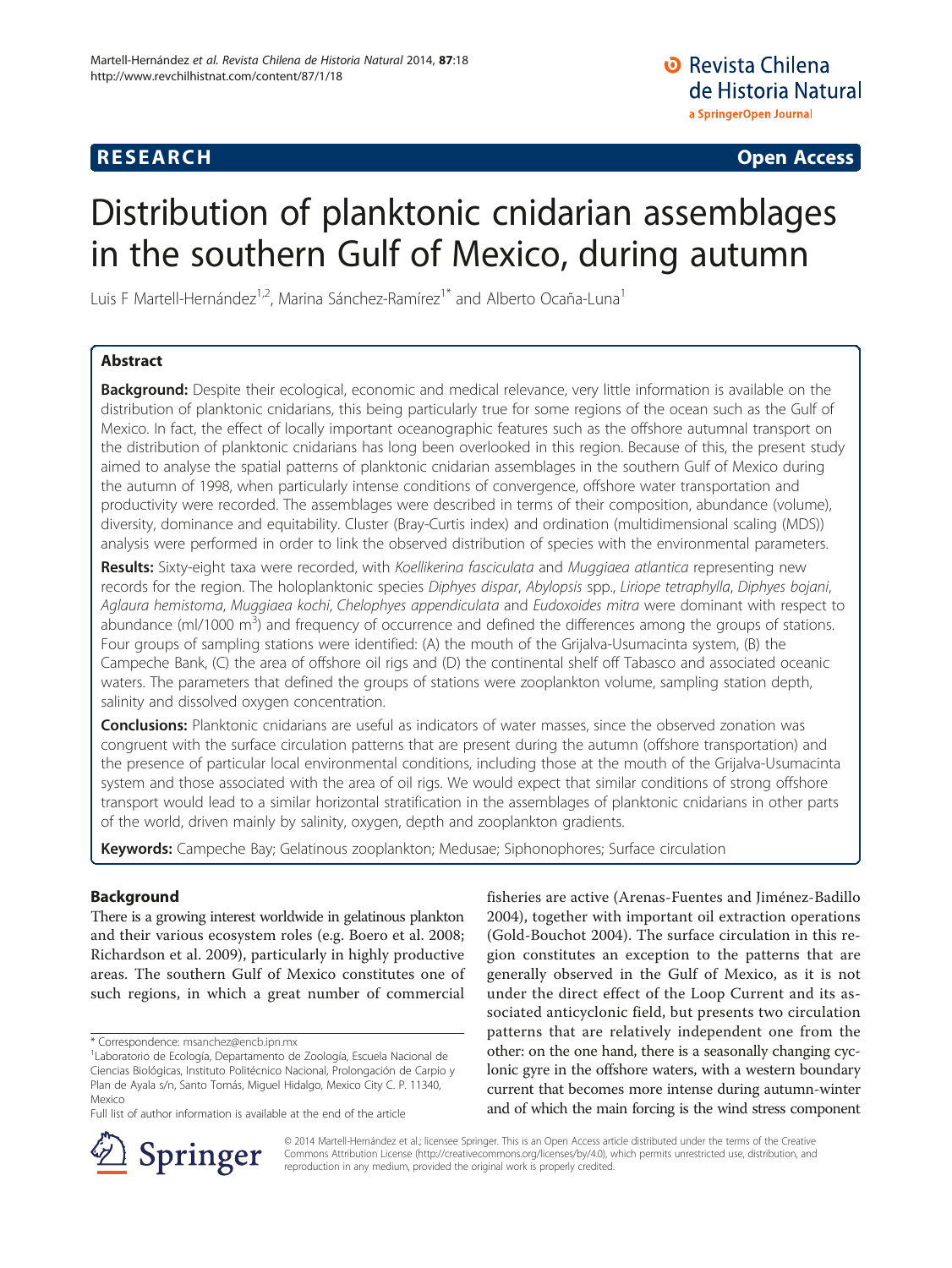**RESEARCH** **Open Access**

# Distribution of planktonic cnidarian assemblages in the southern Gulf of Mexico, during autumn

Luis F Martell-Hernández[1,2], Marina Sánchez-Ramírez[1*] and Alberto Ocaña-Luna[1]

## Abstract

**Background:** Despite their ecological, economic and medical relevance, very little information is available on the distribution of planktonic cnidarians, this being particularly true for some regions of the ocean such as the Gulf of Mexico. In fact, the effect of locally important oceanographic features such as the offshore autumnal transport on the distribution of planktonic cnidarians has long been overlooked in this region. Because of this, the present study aimed to analyse the spatial patterns of planktonic cnidarian assemblages in the southern Gulf of Mexico during the autumn of 1998, when particularly intense conditions of convergence, offshore water transportation and productivity were recorded. The assemblages were described in terms of their composition, abundance (volume), diversity, dominance and equitability. Cluster (Bray-Curtis index) and ordination (multidimensional scaling (MDS)) analysis were performed in order to link the observed distribution of species with the environmental parameters.

**Results:** Sixty-eight taxa were recorded, with *Koellikerina fasciculata* and *Muggiaea atlantica* representing new records for the region. The holoplanktonic species *Diphyes dispar*, *Abylopsis* spp., *Liriope tetraphylla*, *Diphyes bojani*, *Aglaura hemistoma*, *Muggiaea kochi*, *Chelophyes appendiculata* and *Eudoxoides mitra* were dominant with respect to abundance (ml/1000 $m^3$) and frequency of occurrence and defined the differences among the groups of stations. Four groups of sampling stations were identified: (A) the mouth of the Grijalva-Usumacinta system, (B) the Campeche Bank, (C) the area of offshore oil rigs and (D) the continental shelf off Tabasco and associated oceanic waters. The parameters that defined the groups of stations were zooplankton volume, sampling station depth, salinity and dissolved oxygen concentration.

**Conclusions:** Planktonic cnidarians are useful as indicators of water masses, since the observed zonation was congruent with the surface circulation patterns that are present during the autumn (offshore transportation) and the presence of particular local environmental conditions, including those at the mouth of the Grijalva-Usumacinta system and those associated with the area of oil rigs. We would expect that similar conditions of strong offshore transport would lead to a similar horizontal stratification in the assemblages of planktonic cnidarians in other parts of the world, driven mainly by salinity, oxygen, depth and zooplankton gradients.

**Keywords:** Campeche Bay; Gelatinous zooplankton; Medusae; Siphonophores; Surface circulation

## Background

There is a growing interest worldwide in gelatinous plankton and their various ecosystem roles (e.g. Boero et al. 2008; Richardson et al. 2009), particularly in highly productive areas. The southern Gulf of Mexico constitutes one of such regions, in which a great number of commercial fisheries are active (Arenas-Fuentes and Jiménez-Badillo 2004), together with important oil extraction operations (Gold-Bouchot 2004). The surface circulation in this region constitutes an exception to the patterns that are generally observed in the Gulf of Mexico, as it is not under the direct effect of the Loop Current and its associated anticyclonic field, but presents two circulation patterns that are relatively independent one from the other: on the one hand, there is a seasonally changing cyclonic gyre in the offshore waters, with a western boundary current that becomes more intense during autumn-winter and of which the main forcing is the wind stress component

\* Correspondence: msanchez@encb.ipn.mx

[1]Laboratorio de Ecología, Departamento de Zoología, Escuela Nacional de Ciencias Biológicas, Instituto Politécnico Nacional, Prolongación de Carpio y Plan de Ayala s/n, Santo Tomás, Miguel Hidalgo, Mexico City C. P. 11340, Mexico

Full list of author information is available at the end of the article

© 2014 Martell-Hernández et al.; licensee Springer. This is an Open Access article distributed under the terms of the Creative Commons Attribution License (http://creativecommons.org/licenses/by/4.0), which permits unrestricted use, distribution, and reproduction in any medium, provided the original work is properly credited.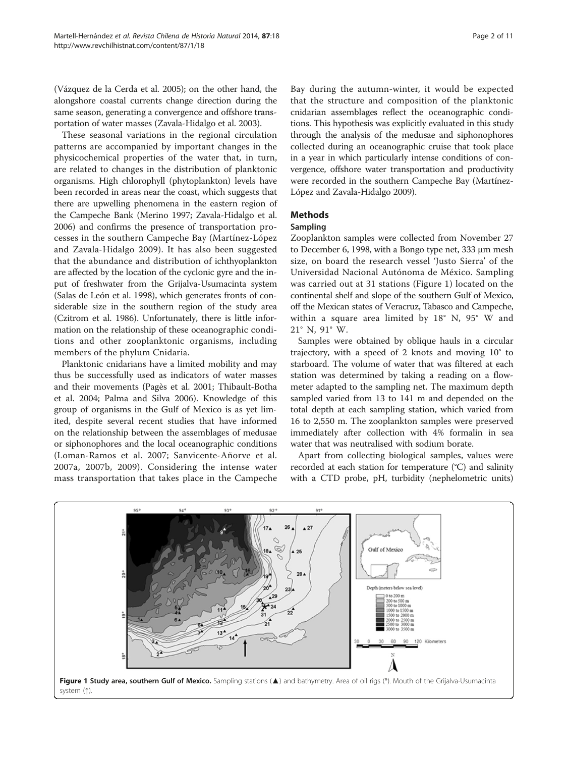(Vázquez de la Cerda et al. 2005); on the other hand, the alongshore coastal currents change direction during the same season, generating a convergence and offshore transportation of water masses (Zavala-Hidalgo et al. 2003).

These seasonal variations in the regional circulation patterns are accompanied by important changes in the physicochemical properties of the water that, in turn, are related to changes in the distribution of planktonic organisms. High chlorophyll (phytoplankton) levels have been recorded in areas near the coast, which suggests that there are upwelling phenomena in the eastern region of the Campeche Bank (Merino 1997; Zavala-Hidalgo et al. 2006) and confirms the presence of transportation processes in the southern Campeche Bay (Martínez-López and Zavala-Hidalgo 2009). It has also been suggested that the abundance and distribution of ichthyoplankton are affected by the location of the cyclonic gyre and the input of freshwater from the Grijalva-Usumacinta system (Salas de León et al. 1998), which generates fronts of considerable size in the southern region of the study area (Czitrom et al. 1986). Unfortunately, there is little information on the relationship of these oceanographic conditions and other zooplanktonic organisms, including members of the phylum Cnidaria.

Planktonic cnidarians have a limited mobility and may thus be successfully used as indicators of water masses and their movements (Pagès et al. 2001; Thibault-Botha et al. 2004; Palma and Silva 2006). Knowledge of this group of organisms in the Gulf of Mexico is as yet limited, despite several recent studies that have informed on the relationship between the assemblages of medusae or siphonophores and the local oceanographic conditions (Loman-Ramos et al. 2007; Sanvicente-Añorve et al. 2007a, 2007b, 2009). Considering the intense water mass transportation that takes place in the Campeche Bay during the autumn-winter, it would be expected that the structure and composition of the planktonic cnidarian assemblages reflect the oceanographic conditions. This hypothesis was explicitly evaluated in this study through the analysis of the medusae and siphonophores collected during an oceanographic cruise that took place in a year in which particularly intense conditions of convergence, offshore water transportation and productivity were recorded in the southern Campeche Bay (Martínez-López and Zavala-Hidalgo 2009).

## Methods

### Sampling

Zooplankton samples were collected from November 27 to December 6, 1998, with a Bongo type net, 333 μm mesh size, on board the research vessel 'Justo Sierra' of the Universidad Nacional Autónoma de México. Sampling was carried out at 31 stations (Figure 1) located on the continental shelf and slope of the southern Gulf of Mexico, off the Mexican states of Veracruz, Tabasco and Campeche, within a square area limited by 18° N, 95° W and 21° N, 91° W.

Samples were obtained by oblique hauls in a circular trajectory, with a speed of 2 knots and moving 10° to starboard. The volume of water that was filtered at each station was determined by taking a reading on a flowmeter adapted to the sampling net. The maximum depth sampled varied from 13 to 141 m and depended on the total depth at each sampling station, which varied from 16 to 2,550 m. The zooplankton samples were preserved immediately after collection with 4% formalin in sea water that was neutralised with sodium borate.

Apart from collecting biological samples, values were recorded at each station for temperature (°C) and salinity with a CTD probe, pH, turbidity (nephelometric units)

**Figure 1 Study area, southern Gulf of Mexico.** Sampling stations (▲) and bathymetry. Area of oil rigs (*). Mouth of the Grijalva-Usumacinta system (↑).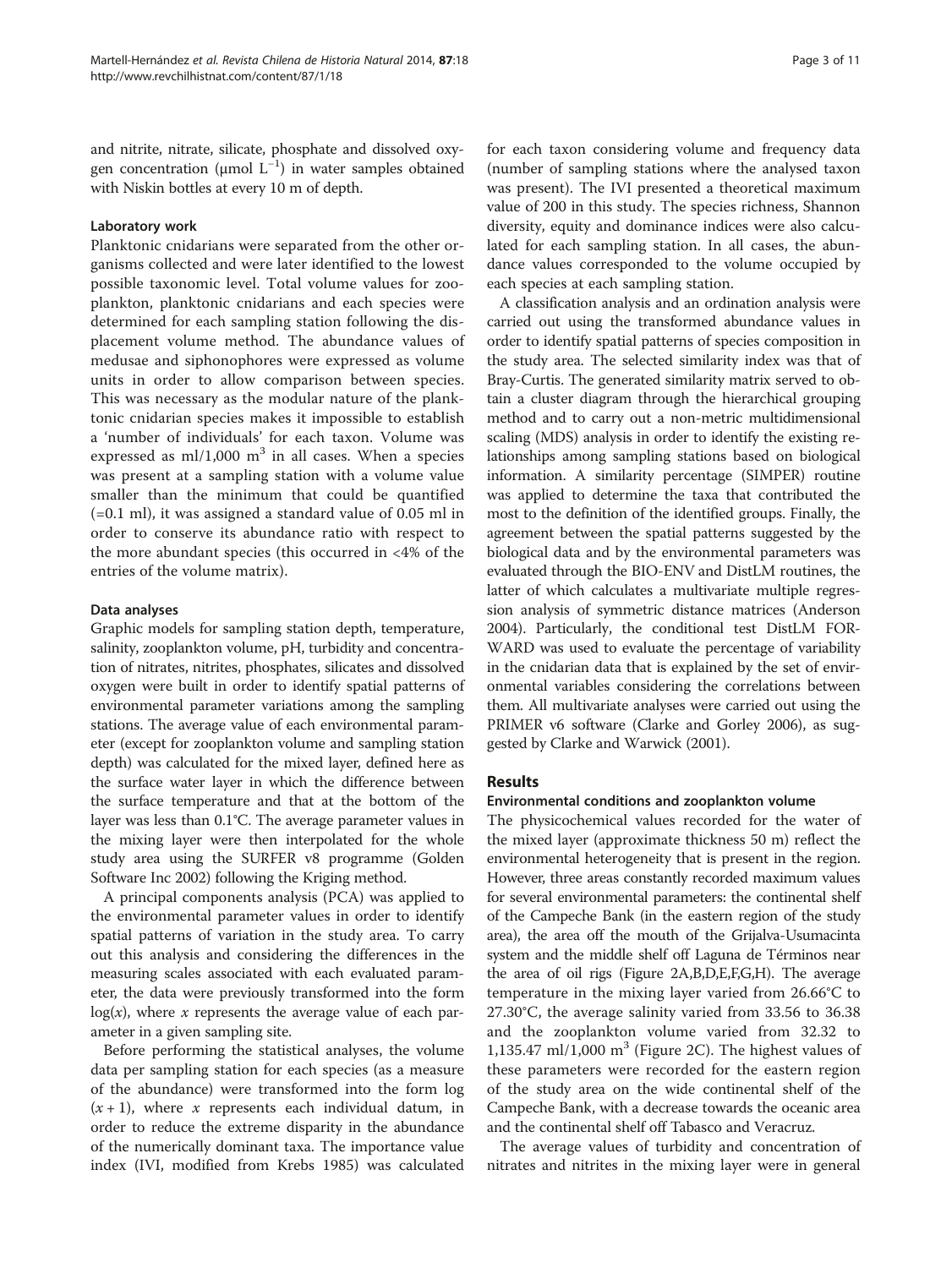and nitrite, nitrate, silicate, phosphate and dissolved oxygen concentration (μmol $L^{-1}$) in water samples obtained with Niskin bottles at every 10 m of depth.

### Laboratory work

Planktonic cnidarians were separated from the other organisms collected and were later identified to the lowest possible taxonomic level. Total volume values for zooplankton, planktonic cnidarians and each species were determined for each sampling station following the displacement volume method. The abundance values of medusae and siphonophores were expressed as volume units in order to allow comparison between species. This was necessary as the modular nature of the planktonic cnidarian species makes it impossible to establish a 'number of individuals' for each taxon. Volume was expressed as ml/1,000 $m^3$ in all cases. When a species was present at a sampling station with a volume value smaller than the minimum that could be quantified (=0.1 ml), it was assigned a standard value of 0.05 ml in order to conserve its abundance ratio with respect to the more abundant species (this occurred in <4% of the entries of the volume matrix).

### Data analyses

Graphic models for sampling station depth, temperature, salinity, zooplankton volume, pH, turbidity and concentration of nitrates, nitrites, phosphates, silicates and dissolved oxygen were built in order to identify spatial patterns of environmental parameter variations among the sampling stations. The average value of each environmental parameter (except for zooplankton volume and sampling station depth) was calculated for the mixed layer, defined here as the surface water layer in which the difference between the surface temperature and that at the bottom of the layer was less than 0.1°C. The average parameter values in the mixing layer were then interpolated for the whole study area using the SURFER v8 programme (Golden Software Inc 2002) following the Kriging method.

A principal components analysis (PCA) was applied to the environmental parameter values in order to identify spatial patterns of variation in the study area. To carry out this analysis and considering the differences in the measuring scales associated with each evaluated parameter, the data were previously transformed into the form $\log(x)$, where $x$ represents the average value of each parameter in a given sampling site.

Before performing the statistical analyses, the volume data per sampling station for each species (as a measure of the abundance) were transformed into the form $\log(x + 1)$, where $x$ represents each individual datum, in order to reduce the extreme disparity in the abundance of the numerically dominant taxa. The importance value index (IVI, modified from Krebs 1985) was calculated for each taxon considering volume and frequency data (number of sampling stations where the analysed taxon was present). The IVI presented a theoretical maximum value of 200 in this study. The species richness, Shannon diversity, equity and dominance indices were also calculated for each sampling station. In all cases, the abundance values corresponded to the volume occupied by each species at each sampling station.

A classification analysis and an ordination analysis were carried out using the transformed abundance values in order to identify spatial patterns of species composition in the study area. The selected similarity index was that of Bray-Curtis. The generated similarity matrix served to obtain a cluster diagram through the hierarchical grouping method and to carry out a non-metric multidimensional scaling (MDS) analysis in order to identify the existing relationships among sampling stations based on biological information. A similarity percentage (SIMPER) routine was applied to determine the taxa that contributed the most to the definition of the identified groups. Finally, the agreement between the spatial patterns suggested by the biological data and by the environmental parameters was evaluated through the BIO-ENV and DistLM routines, the latter of which calculates a multivariate multiple regression analysis of symmetric distance matrices (Anderson 2004). Particularly, the conditional test DistLM FORWARD was used to evaluate the percentage of variability in the cnidarian data that is explained by the set of environmental variables considering the correlations between them. All multivariate analyses were carried out using the PRIMER v6 software (Clarke and Gorley 2006), as suggested by Clarke and Warwick (2001).

## Results

### Environmental conditions and zooplankton volume

The physicochemical values recorded for the water of the mixed layer (approximate thickness 50 m) reflect the environmental heterogeneity that is present in the region. However, three areas constantly recorded maximum values for several environmental parameters: the continental shelf of the Campeche Bank (in the eastern region of the study area), the area off the mouth of the Grijalva-Usumacinta system and the middle shelf off Laguna de Términos near the area of oil rigs (Figure 2A,B,D,E,F,G,H). The average temperature in the mixing layer varied from 26.66°C to 27.30°C, the average salinity varied from 33.56 to 36.38 and the zooplankton volume varied from 32.32 to 1,135.47 ml/1,000 $m^3$ (Figure 2C). The highest values of these parameters were recorded for the eastern region of the study area on the wide continental shelf of the Campeche Bank, with a decrease towards the oceanic area and the continental shelf off Tabasco and Veracruz.

The average values of turbidity and concentration of nitrates and nitrites in the mixing layer were in general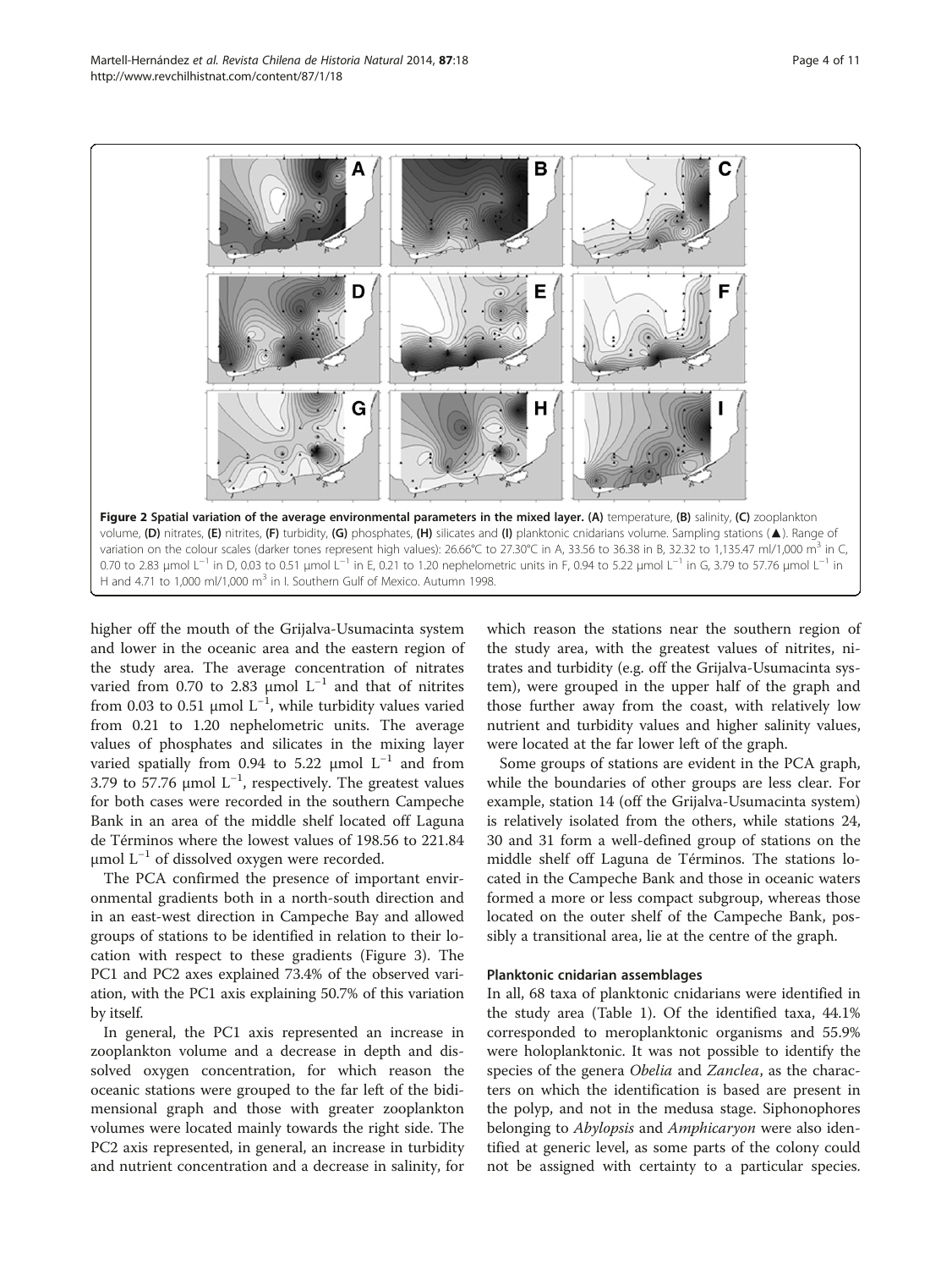**Figure 2 Spatial variation of the average environmental parameters in the mixed layer.** **(A)** temperature, **(B)** salinity, **(C)** zooplankton volume, **(D)** nitrates, **(E)** nitrites, **(F)** turbidity, **(G)** phosphates, **(H)** silicates and **(I)** planktonic cnidarians volume. Sampling stations (▲). Range of variation on the colour scales (darker tones represent high values): 26.66°C to 27.30°C in A, 33.56 to 36.38 in B, 32.32 to 1,135.47 ml/1,000 $m^3$ in C, 0.70 to 2.83 μmol $L^{-1}$ in D, 0.03 to 0.51 μmol $L^{-1}$ in E, 0.21 to 1.20 nephelometric units in F, 0.94 to 5.22 μmol $L^{-1}$ in G, 3.79 to 57.76 μmol $L^{-1}$ in H and 4.71 to 1,000 ml/1,000 $m^3$ in I. Southern Gulf of Mexico. Autumn 1998.

higher off the mouth of the Grijalva-Usumacinta system and lower in the oceanic area and the eastern region of the study area. The average concentration of nitrates varied from 0.70 to 2.83 μmol $L^{-1}$ and that of nitrites from 0.03 to 0.51 μmol $L^{-1}$, while turbidity values varied from 0.21 to 1.20 nephelometric units. The average values of phosphates and silicates in the mixing layer varied spatially from 0.94 to 5.22 μmol $L^{-1}$ and from 3.79 to 57.76 μmol $L^{-1}$, respectively. The greatest values for both cases were recorded in the southern Campeche Bank in an area of the middle shelf located off Laguna de Términos where the lowest values of 198.56 to 221.84 μmol $L^{-1}$ of dissolved oxygen were recorded.

The PCA confirmed the presence of important environmental gradients both in a north-south direction and in an east-west direction in Campeche Bay and allowed groups of stations to be identified in relation to their location with respect to these gradients (Figure 3). The PC1 and PC2 axes explained 73.4% of the observed variation, with the PC1 axis explaining 50.7% of this variation by itself.

In general, the PC1 axis represented an increase in zooplankton volume and a decrease in depth and dissolved oxygen concentration, for which reason the oceanic stations were grouped to the far left of the bidimensional graph and those with greater zooplankton volumes were located mainly towards the right side. The PC2 axis represented, in general, an increase in turbidity and nutrient concentration and a decrease in salinity, for which reason the stations near the southern region of the study area, with the greatest values of nitrites, nitrates and turbidity (e.g. off the Grijalva-Usumacinta system), were grouped in the upper half of the graph and those further away from the coast, with relatively low nutrient and turbidity values and higher salinity values, were located at the far lower left of the graph.

Some groups of stations are evident in the PCA graph, while the boundaries of other groups are less clear. For example, station 14 (off the Grijalva-Usumacinta system) is relatively isolated from the others, while stations 24, 30 and 31 form a well-defined group of stations on the middle shelf off Laguna de Términos. The stations located in the Campeche Bank and those in oceanic waters formed a more or less compact subgroup, whereas those located on the outer shelf of the Campeche Bank, possibly a transitional area, lie at the centre of the graph.

### Planktonic cnidarian assemblages

In all, 68 taxa of planktonic cnidarians were identified in the study area (Table 1). Of the identified taxa, 44.1% corresponded to meroplanktonic organisms and 55.9% were holoplanktonic. It was not possible to identify the species of the genera *Obelia* and *Zanclea*, as the characters on which the identification is based are present in the polyp, and not in the medusa stage. Siphonophores belonging to *Abylopsis* and *Amphicaryon* were also identified at generic level, as some parts of the colony could not be assigned with certainty to a particular species.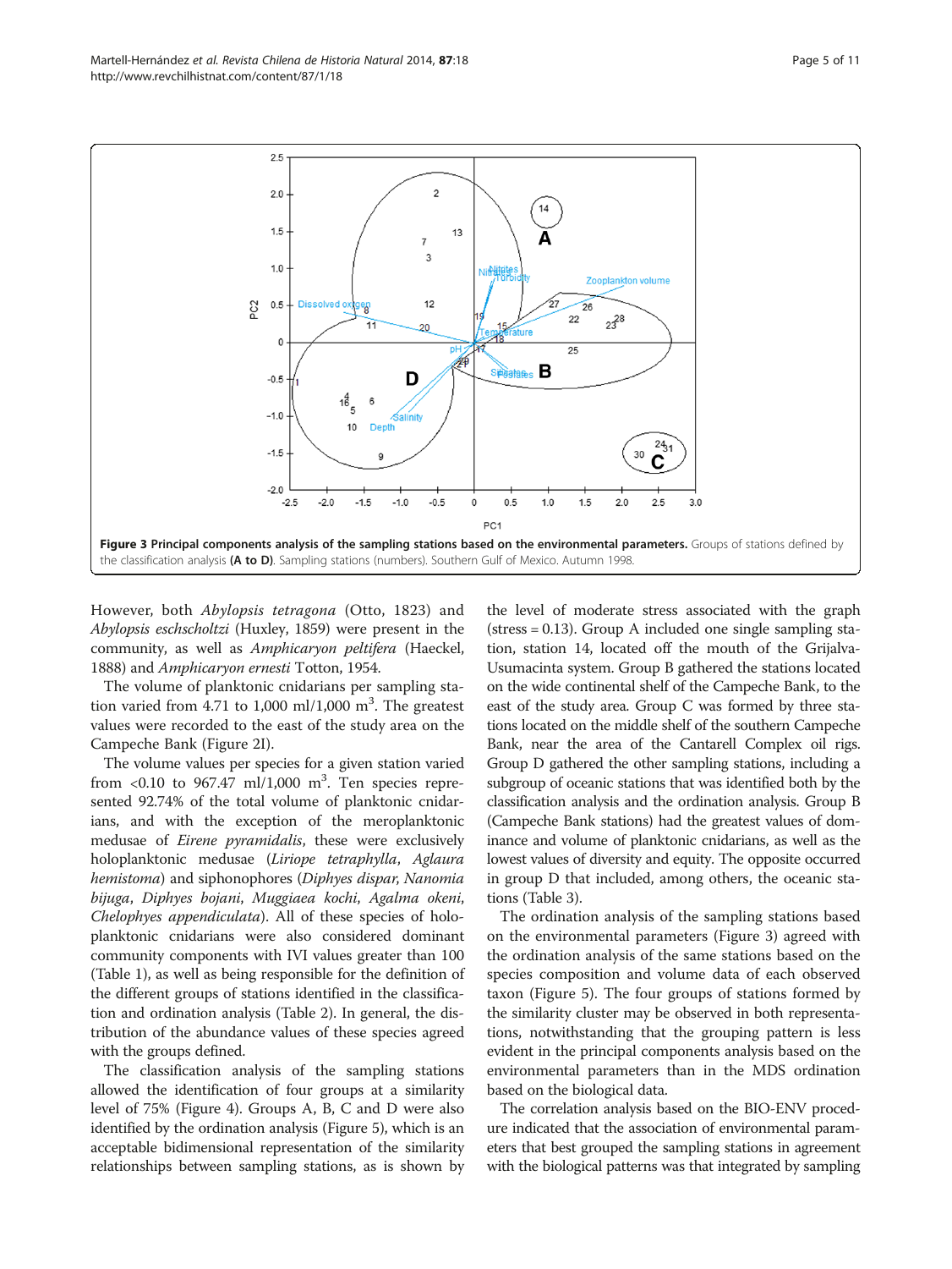**Figure 3 Principal components analysis of the sampling stations based on the environmental parameters.** Groups of stations defined by the classification analysis **(A to D)**. Sampling stations (numbers). Southern Gulf of Mexico. Autumn 1998.

However, both *Abylopsis tetragona* (Otto, 1823) and *Abylopsis eschscholtzi* (Huxley, 1859) were present in the community, as well as *Amphicaryon peltifera* (Haeckel, 1888) and *Amphicaryon ernesti* Totton, 1954.

The volume of planktonic cnidarians per sampling station varied from 4.71 to 1,000 ml/1,000 $m^3$. The greatest values were recorded to the east of the study area on the Campeche Bank (Figure 2I).

The volume values per species for a given station varied from <0.10 to 967.47 ml/1,000 $m^3$. Ten species represented 92.74% of the total volume of planktonic cnidarians, and with the exception of the meroplanktonic medusae of *Eirene pyramidalis*, these were exclusively holoplanktonic medusae (*Liriope tetraphylla*, *Aglaura hemistoma*) and siphonophores (*Diphyes dispar*, *Nanomia bijuga*, *Diphyes bojani*, *Muggiaea kochi*, *Agalma okeni*, *Chelophyes appendiculata*). All of these species of holoplanktonic cnidarians were also considered dominant community components with IVI values greater than 100 (Table 1), as well as being responsible for the definition of the different groups of stations identified in the classification and ordination analysis (Table 2). In general, the distribution of the abundance values of these species agreed with the groups defined.

The classification analysis of the sampling stations allowed the identification of four groups at a similarity level of 75% (Figure 4). Groups A, B, C and D were also identified by the ordination analysis (Figure 5), which is an acceptable bidimensional representation of the similarity relationships between sampling stations, as is shown by the level of moderate stress associated with the graph (stress = 0.13). Group A included one single sampling station, station 14, located off the mouth of the Grijalva-Usumacinta system. Group B gathered the stations located on the wide continental shelf of the Campeche Bank, to the east of the study area. Group C was formed by three stations located on the middle shelf of the southern Campeche Bank, near the area of the Cantarell Complex oil rigs. Group D gathered the other sampling stations, including a subgroup of oceanic stations that was identified both by the classification analysis and the ordination analysis. Group B (Campeche Bank stations) had the greatest values of dominance and volume of planktonic cnidarians, as well as the lowest values of diversity and equity. The opposite occurred in group D that included, among others, the oceanic stations (Table 3).

The ordination analysis of the sampling stations based on the environmental parameters (Figure 3) agreed with the ordination analysis of the same stations based on the species composition and volume data of each observed taxon (Figure 5). The four groups of stations formed by the similarity cluster may be observed in both representations, notwithstanding that the grouping pattern is less evident in the principal components analysis based on the environmental parameters than in the MDS ordination based on the biological data.

The correlation analysis based on the BIO-ENV procedure indicated that the association of environmental parameters that best grouped the sampling stations in agreement with the biological patterns was that integrated by sampling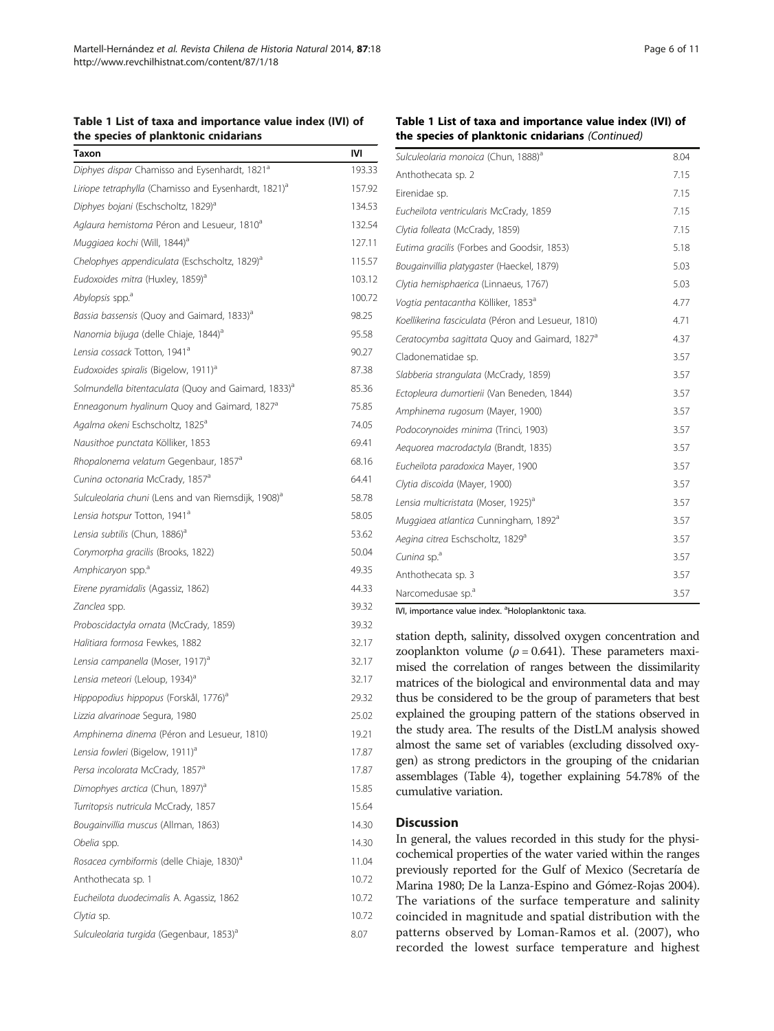**Table 1 List of taxa and importance value index (IVI) of the species of planktonic cnidarians**

| Taxon | IVI |
|---|---|
| *Diphyes dispar* Chamisso and Eysenhardt, 1821[a] | 193.33 |
| *Liriope tetraphylla* (Chamisso and Eysenhardt, 1821)[a] | 157.92 |
| *Diphyes bojani* (Eschscholtz, 1829)[a] | 134.53 |
| *Aglaura hemistoma* Péron and Lesueur, 1810[a] | 132.54 |
| *Muggiaea kochi* (Will, 1844)[a] | 127.11 |
| *Chelophyes appendiculata* (Eschscholtz, 1829)[a] | 115.57 |
| *Eudoxoides mitra* (Huxley, 1859)[a] | 103.12 |
| *Abylopsis* spp.[a] | 100.72 |
| *Bassia bassensis* (Quoy and Gaimard, 1833)[a] | 98.25 |
| *Nanomia bijuga* (delle Chiaje, 1844)[a] | 95.58 |
| *Lensia cossack* Totton, 1941[a] | 90.27 |
| *Eudoxoides spiralis* (Bigelow, 1911)[a] | 87.38 |
| *Solmundella bitentaculata* (Quoy and Gaimard, 1833)[a] | 85.36 |
| *Enneagonum hyalinum* Quoy and Gaimard, 1827[a] | 75.85 |
| *Agalma okeni* Eschscholtz, 1825[a] | 74.05 |
| *Nausithoe punctata* Kölliker, 1853 | 69.41 |
| *Rhopalonema velatum* Gegenbaur, 1857[a] | 68.16 |
| *Cunina octonaria* McCrady, 1857[a] | 64.41 |
| *Sulculeolaria chuni* (Lens and van Riemsdijk, 1908)[a] | 58.78 |
| *Lensia hotspur* Totton, 1941[a] | 58.05 |
| *Lensia subtilis* (Chun, 1886)[a] | 53.62 |
| *Corymorpha gracilis* (Brooks, 1822) | 50.04 |
| *Amphicaryon* spp.[a] | 49.35 |
| *Eirene pyramidalis* (Agassiz, 1862) | 44.33 |
| *Zanclea* spp. | 39.32 |
| *Proboscidactyla ornata* (McCrady, 1859) | 39.32 |
| *Halitiara formosa* Fewkes, 1882 | 32.17 |
| *Lensia campanella* (Moser, 1917)[a] | 32.17 |
| *Lensia meteori* (Leloup, 1934)[a] | 32.17 |
| *Hippopodius hippopus* (Forskål, 1776)[a] | 29.32 |
| *Lizzia alvarinoae* Segura, 1980 | 25.02 |
| *Amphinema dinema* (Péron and Lesueur, 1810) | 19.21 |
| *Lensia fowleri* (Bigelow, 1911)[a] | 17.87 |
| *Persa incolorata* McCrady, 1857[a] | 17.87 |
| *Dimophyes arctica* (Chun, 1897)[a] | 15.85 |
| *Turritopsis nutricula* McCrady, 1857 | 15.64 |
| *Bougainvillia muscus* (Allman, 1863) | 14.30 |
| *Obelia* spp. | 14.30 |
| *Rosacea cymbiformis* (delle Chiaje, 1830)[a] | 11.04 |
| Anthothecata sp. 1 | 10.72 |
| *Eucheilota duodecimalis* A. Agassiz, 1862 | 10.72 |
| *Clytia* sp. | 10.72 |
| *Sulculeolaria turgida* (Gegenbaur, 1853)[a] | 8.07 |
| *Sulculeolaria monoica* (Chun, 1888)[a] | 8.04 |
| Anthothecata sp. 2 | 7.15 |
| Eirenidae sp. | 7.15 |
| *Eucheilota ventricularis* McCrady, 1859 | 7.15 |
| *Clytia folleata* (McCrady, 1859) | 7.15 |
| *Eutima gracilis* (Forbes and Goodsir, 1853) | 5.18 |
| *Bougainvillia platygaster* (Haeckel, 1879) | 5.03 |
| *Clytia hemisphaerica* (Linnaeus, 1767) | 5.03 |
| *Vogtia pentacantha* Kölliker, 1853[a] | 4.77 |
| *Koellikerina fasciculata* (Péron and Lesueur, 1810) | 4.71 |
| *Ceratocymba sagittata* Quoy and Gaimard, 1827[a] | 4.37 |
| Cladonematidae sp. | 3.57 |
| *Slabberia strangulata* (McCrady, 1859) | 3.57 |
| *Ectopleura dumortierii* (Van Beneden, 1844) | 3.57 |
| *Amphinema rugosum* (Mayer, 1900) | 3.57 |
| *Podocorynoides minima* (Trinci, 1903) | 3.57 |
| *Aequorea macrodactyla* (Brandt, 1835) | 3.57 |
| *Eucheilota paradoxica* Mayer, 1900 | 3.57 |
| *Clytia discoida* (Mayer, 1900) | 3.57 |
| *Lensia multicristata* (Moser, 1925)[a] | 3.57 |
| *Muggiaea atlantica* Cunningham, 1892[a] | 3.57 |
| *Aegina citrea* Eschscholtz, 1829[a] | 3.57 |
| *Cunina* sp.[a] | 3.57 |
| Anthothecata sp. 3 | 3.57 |
| Narcomedusae sp.[a] | 3.57 |

IVI, importance value index. [a]Holoplanktonic taxa.

station depth, salinity, dissolved oxygen concentration and zooplankton volume ($\rho = 0.641$). These parameters maximised the correlation of ranges between the dissimilarity matrices of the biological and environmental data and may thus be considered to be the group of parameters that best explained the grouping pattern of the stations observed in the study area. The results of the DistLM analysis showed almost the same set of variables (excluding dissolved oxygen) as strong predictors in the grouping of the cnidarian assemblages (Table 4), together explaining 54.78% of the cumulative variation.

## Discussion

In general, the values recorded in this study for the physicochemical properties of the water varied within the ranges previously reported for the Gulf of Mexico (Secretaría de Marina 1980; De la Lanza-Espino and Gómez-Rojas 2004). The variations of the surface temperature and salinity coincided in magnitude and spatial distribution with the patterns observed by Loman-Ramos et al. (2007), who recorded the lowest surface temperature and highest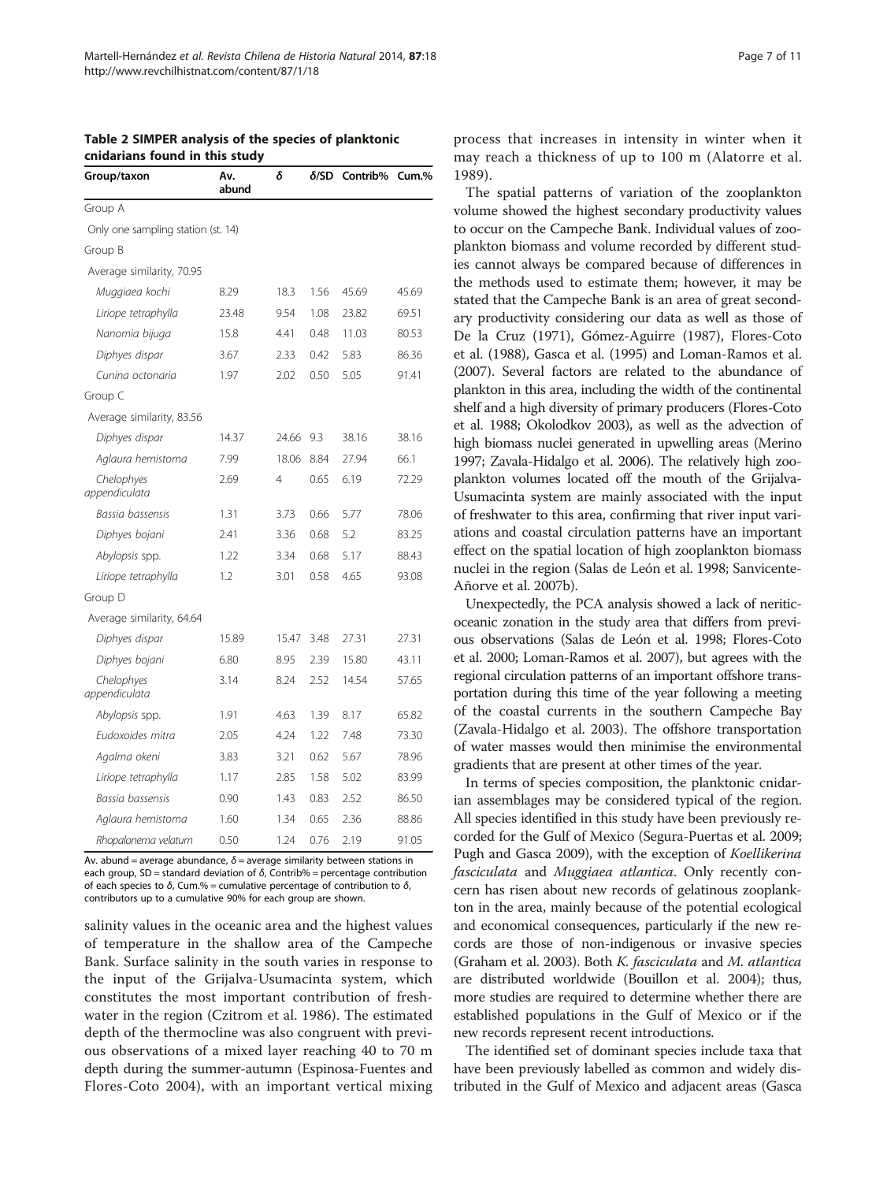**Table 2 SIMPER analysis of the species of planktonic cnidarians found in this study**

| Group/taxon | Av. abund | $\delta$ | $\delta$/SD | Contrib% | Cum.% |
|---|---|---|---|---|---|
| Group A | | | | | |
| Only one sampling station (st. 14) | | | | | |
| Group B | | | | | |
| Average similarity, 70.95 | | | | | |
| *Muggiaea kochi* | 8.29 | 18.3 | 1.56 | 45.69 | 45.69 |
| *Liriope tetraphylla* | 23.48 | 9.54 | 1.08 | 23.82 | 69.51 |
| *Nanomia bijuga* | 15.8 | 4.41 | 0.48 | 11.03 | 80.53 |
| *Diphyes dispar* | 3.67 | 2.33 | 0.42 | 5.83 | 86.36 |
| *Cunina octonaria* | 1.97 | 2.02 | 0.50 | 5.05 | 91.41 |
| Group C | | | | | |
| Average similarity, 83.56 | | | | | |
| *Diphyes dispar* | 14.37 | 24.66 | 9.3 | 38.16 | 38.16 |
| *Aglaura hemistoma* | 7.99 | 18.06 | 8.84 | 27.94 | 66.1 |
| *Chelophyes appendiculata* | 2.69 | 4 | 0.65 | 6.19 | 72.29 |
| *Bassia bassensis* | 1.31 | 3.73 | 0.66 | 5.77 | 78.06 |
| *Diphyes bojani* | 2.41 | 3.36 | 0.68 | 5.2 | 83.25 |
| *Abylopsis* spp. | 1.22 | 3.34 | 0.68 | 5.17 | 88.43 |
| *Liriope tetraphylla* | 1.2 | 3.01 | 0.58 | 4.65 | 93.08 |
| Group D | | | | | |
| Average similarity, 64.64 | | | | | |
| *Diphyes dispar* | 15.89 | 15.47 | 3.48 | 27.31 | 27.31 |
| *Diphyes bojani* | 6.80 | 8.95 | 2.39 | 15.80 | 43.11 |
| *Chelophyes appendiculata* | 3.14 | 8.24 | 2.52 | 14.54 | 57.65 |
| *Abylopsis* spp. | 1.91 | 4.63 | 1.39 | 8.17 | 65.82 |
| *Eudoxoides mitra* | 2.05 | 4.24 | 1.22 | 7.48 | 73.30 |
| *Agalma okeni* | 3.83 | 3.21 | 0.62 | 5.67 | 78.96 |
| *Liriope tetraphylla* | 1.17 | 2.85 | 1.58 | 5.02 | 83.99 |
| *Bassia bassensis* | 0.90 | 1.43 | 0.83 | 2.52 | 86.50 |
| *Aglaura hemistoma* | 1.60 | 1.34 | 0.65 | 2.36 | 88.86 |
| *Rhopalonema velatum* | 0.50 | 1.24 | 0.76 | 2.19 | 91.05 |

Av. abund = average abundance, $\delta$ = average similarity between stations in each group, SD = standard deviation of $\delta$, Contrib% = percentage contribution of each species to $\delta$, Cum.% = cumulative percentage of contribution to $\delta$, contributors up to a cumulative 90% for each group are shown.

salinity values in the oceanic area and the highest values of temperature in the shallow area of the Campeche Bank. Surface salinity in the south varies in response to the input of the Grijalva-Usumacinta system, which constitutes the most important contribution of freshwater in the region (Czitrom et al. 1986). The estimated depth of the thermocline was also congruent with previous observations of a mixed layer reaching 40 to 70 m depth during the summer-autumn (Espinosa-Fuentes and Flores-Coto 2004), with an important vertical mixing process that increases in intensity in winter when it may reach a thickness of up to 100 m (Alatorre et al. 1989).

The spatial patterns of variation of the zooplankton volume showed the highest secondary productivity values to occur on the Campeche Bank. Individual values of zooplankton biomass and volume recorded by different studies cannot always be compared because of differences in the methods used to estimate them; however, it may be stated that the Campeche Bank is an area of great secondary productivity considering our data as well as those of De la Cruz (1971), Gómez-Aguirre (1987), Flores-Coto et al. (1988), Gasca et al. (1995) and Loman-Ramos et al. (2007). Several factors are related to the abundance of plankton in this area, including the width of the continental shelf and a high diversity of primary producers (Flores-Coto et al. 1988; Okolodkov 2003), as well as the advection of high biomass nuclei generated in upwelling areas (Merino 1997; Zavala-Hidalgo et al. 2006). The relatively high zooplankton volumes located off the mouth of the Grijalva-Usumacinta system are mainly associated with the input of freshwater to this area, confirming that river input variations and coastal circulation patterns have an important effect on the spatial location of high zooplankton biomass nuclei in the region (Salas de León et al. 1998; Sanvicente-Añorve et al. 2007b).

Unexpectedly, the PCA analysis showed a lack of neritic-oceanic zonation in the study area that differs from previous observations (Salas de León et al. 1998; Flores-Coto et al. 2000; Loman-Ramos et al. 2007), but agrees with the regional circulation patterns of an important offshore transportation during this time of the year following a meeting of the coastal currents in the southern Campeche Bay (Zavala-Hidalgo et al. 2003). The offshore transportation of water masses would then minimise the environmental gradients that are present at other times of the year.

In terms of species composition, the planktonic cnidarian assemblages may be considered typical of the region. All species identified in this study have been previously recorded for the Gulf of Mexico (Segura-Puertas et al. 2009; Pugh and Gasca 2009), with the exception of *Koellikerina fasciculata* and *Muggiaea atlantica*. Only recently concern has risen about new records of gelatinous zooplankton in the area, mainly because of the potential ecological and economical consequences, particularly if the new records are those of non-indigenous or invasive species (Graham et al. 2003). Both *K. fasciculata* and *M. atlantica* are distributed worldwide (Bouillon et al. 2004); thus, more studies are required to determine whether there are established populations in the Gulf of Mexico or if the new records represent recent introductions.

The identified set of dominant species include taxa that have been previously labelled as common and widely distributed in the Gulf of Mexico and adjacent areas (Gasca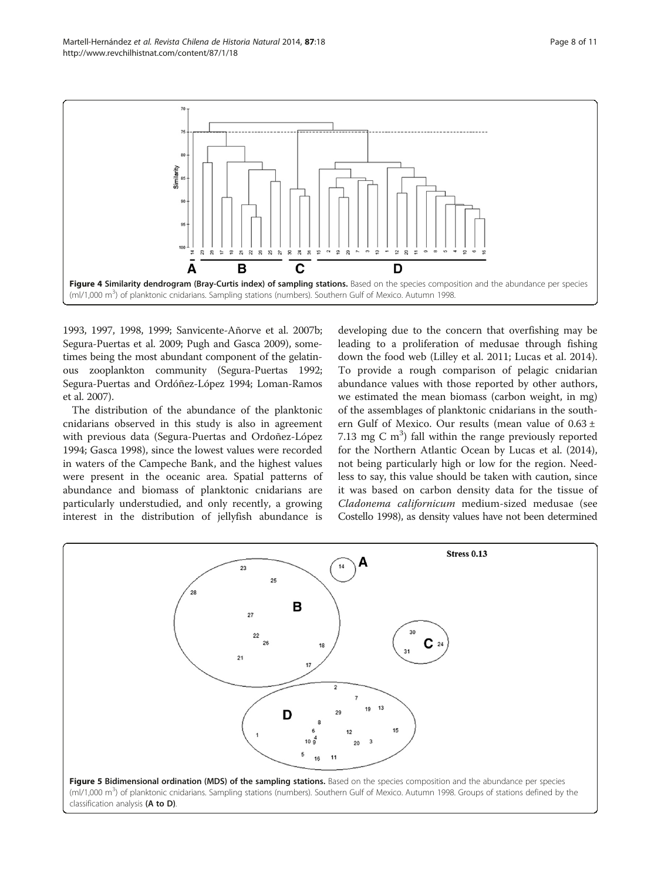Figure 4 Similarity dendrogram (Bray-Curtis index) of sampling stations. Based on the species composition and the abundance per species (ml/1,000 $m^3$) of planktonic cnidarians. Sampling stations (numbers). Southern Gulf of Mexico. Autumn 1998.

1993, 1997, 1998, 1999; Sanvicente-Añorve et al. 2007b; Segura-Puertas et al. 2009; Pugh and Gasca 2009), sometimes being the most abundant component of the gelatinous zooplankton community (Segura-Puertas 1992; Segura-Puertas and Ordóñez-López 1994; Loman-Ramos et al. 2007).

The distribution of the abundance of the planktonic cnidarians observed in this study is also in agreement with previous data (Segura-Puertas and Ordoñez-López 1994; Gasca 1998), since the lowest values were recorded in waters of the Campeche Bank, and the highest values were present in the oceanic area. Spatial patterns of abundance and biomass of planktonic cnidarians are particularly understudied, and only recently, a growing interest in the distribution of jellyfish abundance is developing due to the concern that overfishing may be leading to a proliferation of medusae through fishing down the food web (Lilley et al. 2011; Lucas et al. 2014). To provide a rough comparison of pelagic cnidarian abundance values with those reported by other authors, we estimated the mean biomass (carbon weight, in mg) of the assemblages of planktonic cnidarians in the southern Gulf of Mexico. Our results (mean value of 0.63 ± 7.13 mg C $m^3$) fall within the range previously reported for the Northern Atlantic Ocean by Lucas et al. (2014), not being particularly high or low for the region. Needless to say, this value should be taken with caution, since it was based on carbon density data for the tissue of *Cladonema californicum* medium-sized medusae (see Costello 1998), as density values have not been determined

Figure 5 Bidimensional ordination (MDS) of the sampling stations. Based on the species composition and the abundance per species (ml/1,000 $m^3$) of planktonic cnidarians. Sampling stations (numbers). Southern Gulf of Mexico. Autumn 1998. Groups of stations defined by the classification analysis (A to D).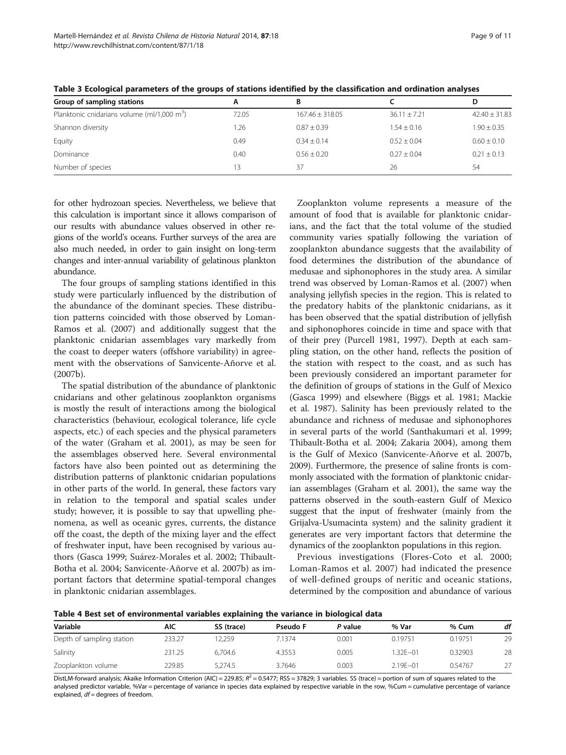**Table 3 Ecological parameters of the groups of stations identified by the classification and ordination analyses**

| Group of sampling stations | A | B | C | D |
|---|---|---|---|---|
| Planktonic cnidarians volume (ml/1,000 $m^3$) | 72.05 | 167.46 ± 318.05 | 36.11 ± 7.21 | 42.40 ± 31.83 |
| Shannon diversity | 1.26 | 0.87 ± 0.39 | 1.54 ± 0.16 | 1.90 ± 0.35 |
| Equity | 0.49 | 0.34 ± 0.14 | 0.52 ± 0.04 | 0.60 ± 0.10 |
| Dominance | 0.40 | 0.56 ± 0.20 | 0.27 ± 0.04 | 0.21 ± 0.13 |
| Number of species | 13 | 37 | 26 | 54 |

for other hydrozoan species. Nevertheless, we believe that this calculation is important since it allows comparison of our results with abundance values observed in other regions of the world's oceans. Further surveys of the area are also much needed, in order to gain insight on long-term changes and inter-annual variability of gelatinous plankton abundance.

The four groups of sampling stations identified in this study were particularly influenced by the distribution of the abundance of the dominant species. These distribution patterns coincided with those observed by Loman-Ramos et al. (2007) and additionally suggest that the planktonic cnidarian assemblages vary markedly from the coast to deeper waters (offshore variability) in agreement with the observations of Sanvicente-Añorve et al. (2007b).

The spatial distribution of the abundance of planktonic cnidarians and other gelatinous zooplankton organisms is mostly the result of interactions among the biological characteristics (behaviour, ecological tolerance, life cycle aspects, etc.) of each species and the physical parameters of the water (Graham et al. 2001), as may be seen for the assemblages observed here. Several environmental factors have also been pointed out as determining the distribution patterns of planktonic cnidarian populations in other parts of the world. In general, these factors vary in relation to the temporal and spatial scales under study; however, it is possible to say that upwelling phenomena, as well as oceanic gyres, currents, the distance off the coast, the depth of the mixing layer and the effect of freshwater input, have been recognised by various authors (Gasca 1999; Suárez-Morales et al. 2002; Thibault-Botha et al. 2004; Sanvicente-Añorve et al. 2007b) as important factors that determine spatial-temporal changes in planktonic cnidarian assemblages.

Zooplankton volume represents a measure of the amount of food that is available for planktonic cnidarians, and the fact that the total volume of the studied community varies spatially following the variation of zooplankton abundance suggests that the availability of food determines the distribution of the abundance of medusae and siphonophores in the study area. A similar trend was observed by Loman-Ramos et al. (2007) when analysing jellyfish species in the region. This is related to the predatory habits of the planktonic cnidarians, as it has been observed that the spatial distribution of jellyfish and siphonophores coincide in time and space with that of their prey (Purcell 1981, 1997). Depth at each sampling station, on the other hand, reflects the position of the station with respect to the coast, and as such has been previously considered an important parameter for the definition of groups of stations in the Gulf of Mexico (Gasca 1999) and elsewhere (Biggs et al. 1981; Mackie et al. 1987). Salinity has been previously related to the abundance and richness of medusae and siphonophores in several parts of the world (Santhakumari et al. 1999; Thibault-Botha et al. 2004; Zakaria 2004), among them is the Gulf of Mexico (Sanvicente-Añorve et al. 2007b, 2009). Furthermore, the presence of saline fronts is commonly associated with the formation of planktonic cnidarian assemblages (Graham et al. 2001), the same way the patterns observed in the south-eastern Gulf of Mexico suggest that the input of freshwater (mainly from the Grijalva-Usumacinta system) and the salinity gradient it generates are very important factors that determine the dynamics of the zooplankton populations in this region.

Previous investigations (Flores-Coto et al. 2000; Loman-Ramos et al. 2007) had indicated the presence of well-defined groups of neritic and oceanic stations, determined by the composition and abundance of various

**Table 4 Best set of environmental variables explaining the variance in biological data**

| Variable | AIC | SS (trace) | Pseudo F | *P* value | % Var | % Cum | *df* |
|---|---|---|---|---|---|---|---|
| Depth of sampling station | 233.27 | 12,259 | 7.1374 | 0.001 | 0.19751 | 0.19751 | 29 |
| Salinity | 231.25 | 6,704.6 | 4.3553 | 0.005 | 1.32E−01 | 0.32903 | 28 |
| Zooplankton volume | 229.85 | 5,274.5 | 3.7646 | 0.003 | 2.19E−01 | 0.54767 | 27 |

DistLM-forward analysis; Akaike Information Criterion (AIC) = 229.85; $R^2$ = 0.5477; RSS = 37829; 3 variables. SS (trace) = portion of sum of squares related to the analysed predictor variable, %Var = percentage of variance in species data explained by respective variable in the row, %Cum = cumulative percentage of variance explained, *df* = degrees of freedom.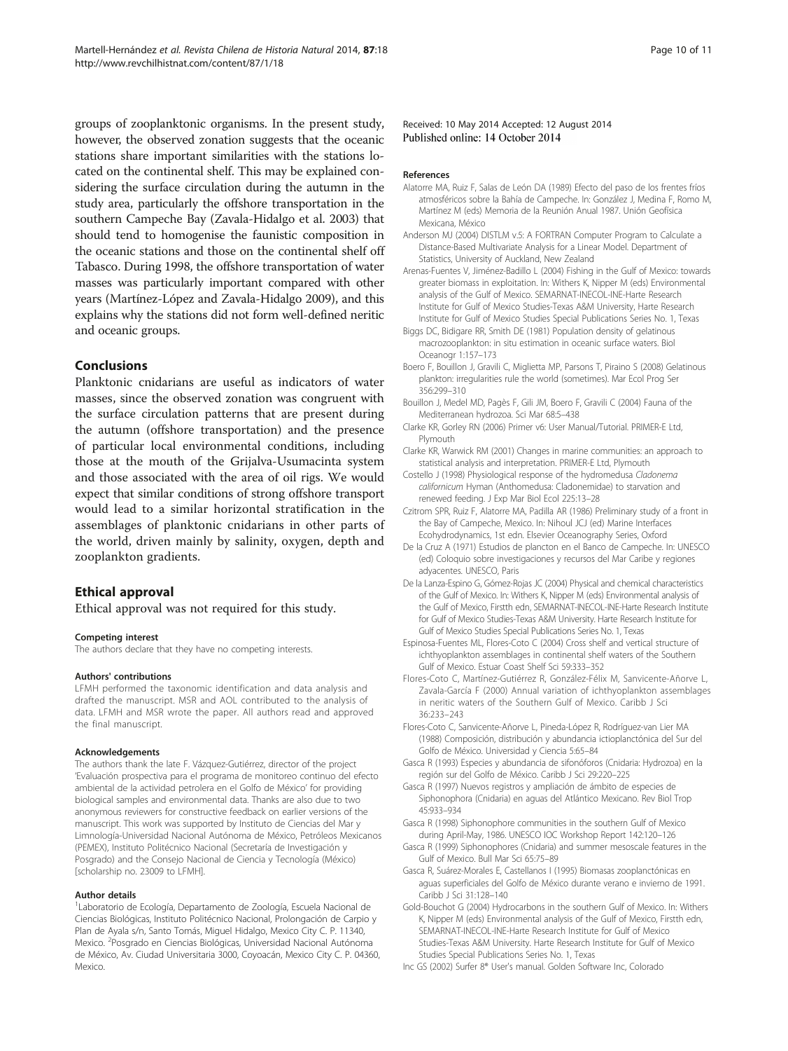groups of zooplanktonic organisms. In the present study, however, the observed zonation suggests that the oceanic stations share important similarities with the stations located on the continental shelf. This may be explained considering the surface circulation during the autumn in the study area, particularly the offshore transportation in the southern Campeche Bay (Zavala-Hidalgo et al. 2003) that should tend to homogenise the faunistic composition in the oceanic stations and those on the continental shelf off Tabasco. During 1998, the offshore transportation of water masses was particularly important compared with other years (Martínez-López and Zavala-Hidalgo 2009), and this explains why the stations did not form well-defined neritic and oceanic groups.

## Conclusions

Planktonic cnidarians are useful as indicators of water masses, since the observed zonation was congruent with the surface circulation patterns that are present during the autumn (offshore transportation) and the presence of particular local environmental conditions, including those at the mouth of the Grijalva-Usumacinta system and those associated with the area of oil rigs. We would expect that similar conditions of strong offshore transport would lead to a similar horizontal stratification in the assemblages of planktonic cnidarians in other parts of the world, driven mainly by salinity, oxygen, depth and zooplankton gradients.

## Ethical approval

Ethical approval was not required for this study.

#### Competing interest

The authors declare that they have no competing interests.

#### Authors' contributions

LFMH performed the taxonomic identification and data analysis and drafted the manuscript. MSR and AOL contributed to the analysis of data. LFMH and MSR wrote the paper. All authors read and approved the final manuscript.

#### Acknowledgements

The authors thank the late F. Vázquez-Gutiérrez, director of the project 'Evaluación prospectiva para el programa de monitoreo continuo del efecto ambiental de la actividad petrolera en el Golfo de México' for providing biological samples and environmental data. Thanks are also due to two anonymous reviewers for constructive feedback on earlier versions of the manuscript. This work was supported by Instituto de Ciencias del Mar y Limnología-Universidad Nacional Autónoma de México, Petróleos Mexicanos (PEMEX), Instituto Politécnico Nacional (Secretaría de Investigación y Posgrado) and the Consejo Nacional de Ciencia y Tecnología (México) [scholarship no. 23009 to LFMH].

#### Author details

[1]Laboratorio de Ecología, Departamento de Zoología, Escuela Nacional de Ciencias Biológicas, Instituto Politécnico Nacional, Prolongación de Carpio y Plan de Ayala s/n, Santo Tomás, Miguel Hidalgo, Mexico City C. P. 11340, Mexico. [2]Posgrado en Ciencias Biológicas, Universidad Nacional Autónoma de México, Av. Ciudad Universitaria 3000, Coyoacán, Mexico City C. P. 04360, Mexico.

Received: 10 May 2014 Accepted: 12 August 2014
Published online: 14 October 2014

#### References

Alatorre MA, Ruiz F, Salas de León DA (1989) Efecto del paso de los frentes fríos atmosféricos sobre la Bahía de Campeche. In: González J, Medina F, Romo M, Martínez M (eds) Memoria de la Reunión Anual 1987. Unión Geofísica Mexicana, México

Anderson MJ (2004) DISTLM v.5: A FORTRAN Computer Program to Calculate a Distance-Based Multivariate Analysis for a Linear Model. Department of Statistics, University of Auckland, New Zealand

Arenas-Fuentes V, Jiménez-Badillo L (2004) Fishing in the Gulf of Mexico: towards greater biomass in exploitation. In: Withers K, Nipper M (eds) Environmental analysis of the Gulf of Mexico. SEMARNAT-INECOL-INE-Harte Research Institute for Gulf of Mexico Studies-Texas A&M University, Harte Research Institute for Gulf of Mexico Studies Special Publications Series No. 1, Texas

Biggs DC, Bidigare RR, Smith DE (1981) Population density of gelatinous macrozooplankton: in situ estimation in oceanic surface waters. Biol Oceanogr 1:157–173

Boero F, Bouillon J, Gravili C, Miglietta MP, Parsons T, Piraino S (2008) Gelatinous plankton: irregularities rule the world (sometimes). Mar Ecol Prog Ser 356:299–310

Bouillon J, Medel MD, Pagès F, Gili JM, Boero F, Gravili C (2004) Fauna of the Mediterranean hydrozoa. Sci Mar 68:5–438

Clarke KR, Gorley RN (2006) Primer v6: User Manual/Tutorial. PRIMER-E Ltd, Plymouth

Clarke KR, Warwick RM (2001) Changes in marine communities: an approach to statistical analysis and interpretation. PRIMER-E Ltd, Plymouth

Costello J (1998) Physiological response of the hydromedusa *Cladonema californicum* Hyman (Anthomedusa: Cladonemidae) to starvation and renewed feeding. J Exp Mar Biol Ecol 225:13–28

Czitrom SPR, Ruiz F, Alatorre MA, Padilla AR (1986) Preliminary study of a front in the Bay of Campeche, Mexico. In: Nihoul JCJ (ed) Marine Interfaces Ecohydrodynamics, 1st edn. Elsevier Oceanography Series, Oxford

De la Cruz A (1971) Estudios de plancton en el Banco de Campeche. In: UNESCO (ed) Coloquio sobre investigaciones y recursos del Mar Caribe y regiones adyacentes. UNESCO, Paris

De la Lanza-Espino G, Gómez-Rojas JC (2004) Physical and chemical characteristics of the Gulf of Mexico. In: Withers K, Nipper M (eds) Environmental analysis of the Gulf of Mexico, Firstth edn, SEMARNAT-INECOL-INE-Harte Research Institute for Gulf of Mexico Studies-Texas A&M University. Harte Research Institute for Gulf of Mexico Studies Special Publications Series No. 1, Texas

Espinosa-Fuentes ML, Flores-Coto C (2004) Cross shelf and vertical structure of ichthyoplankton assemblages in continental shelf waters of the Southern Gulf of Mexico. Estuar Coast Shelf Sci 59:333–352

Flores-Coto C, Martínez-Gutiérrez R, González-Félix M, Sanvicente-Añorve L, Zavala-García F (2000) Annual variation of ichthyoplankton assemblages in neritic waters of the Southern Gulf of Mexico. Caribb J Sci 36:233–243

Flores-Coto C, Sanvicente-Añorve L, Pineda-López R, Rodríguez-van Lier MA (1988) Composición, distribución y abundancia ictioplanctónica del Sur del Golfo de México. Universidad y Ciencia 5:65–84

Gasca R (1993) Especies y abundancia de sifonóforos (Cnidaria: Hydrozoa) en la región sur del Golfo de México. Caribb J Sci 29:220–225

Gasca R (1997) Nuevos registros y ampliación de ámbito de especies de Siphonophora (Cnidaria) en aguas del Atlántico Mexicano. Rev Biol Trop 45:933–934

Gasca R (1998) Siphonophore communities in the southern Gulf of Mexico during April-May, 1986. UNESCO IOC Workshop Report 142:120–126

Gasca R (1999) Siphonophores (Cnidaria) and summer mesoscale features in the Gulf of Mexico. Bull Mar Sci 65:75–89

Gasca R, Suárez-Morales E, Castellanos I (1995) Biomasas zooplanctónicas en aguas superficiales del Golfo de México durante verano e invierno de 1991. Caribb J Sci 31:128–140

Gold-Bouchot G (2004) Hydrocarbons in the southern Gulf of Mexico. In: Withers K, Nipper M (eds) Environmental analysis of the Gulf of Mexico, Firstth edn, SEMARNAT-INECOL-INE-Harte Research Institute for Gulf of Mexico Studies-Texas A&M University. Harte Research Institute for Gulf of Mexico Studies Special Publications Series No. 1, Texas

Inc GS (2002) Surfer 8® User's manual. Golden Software Inc, Colorado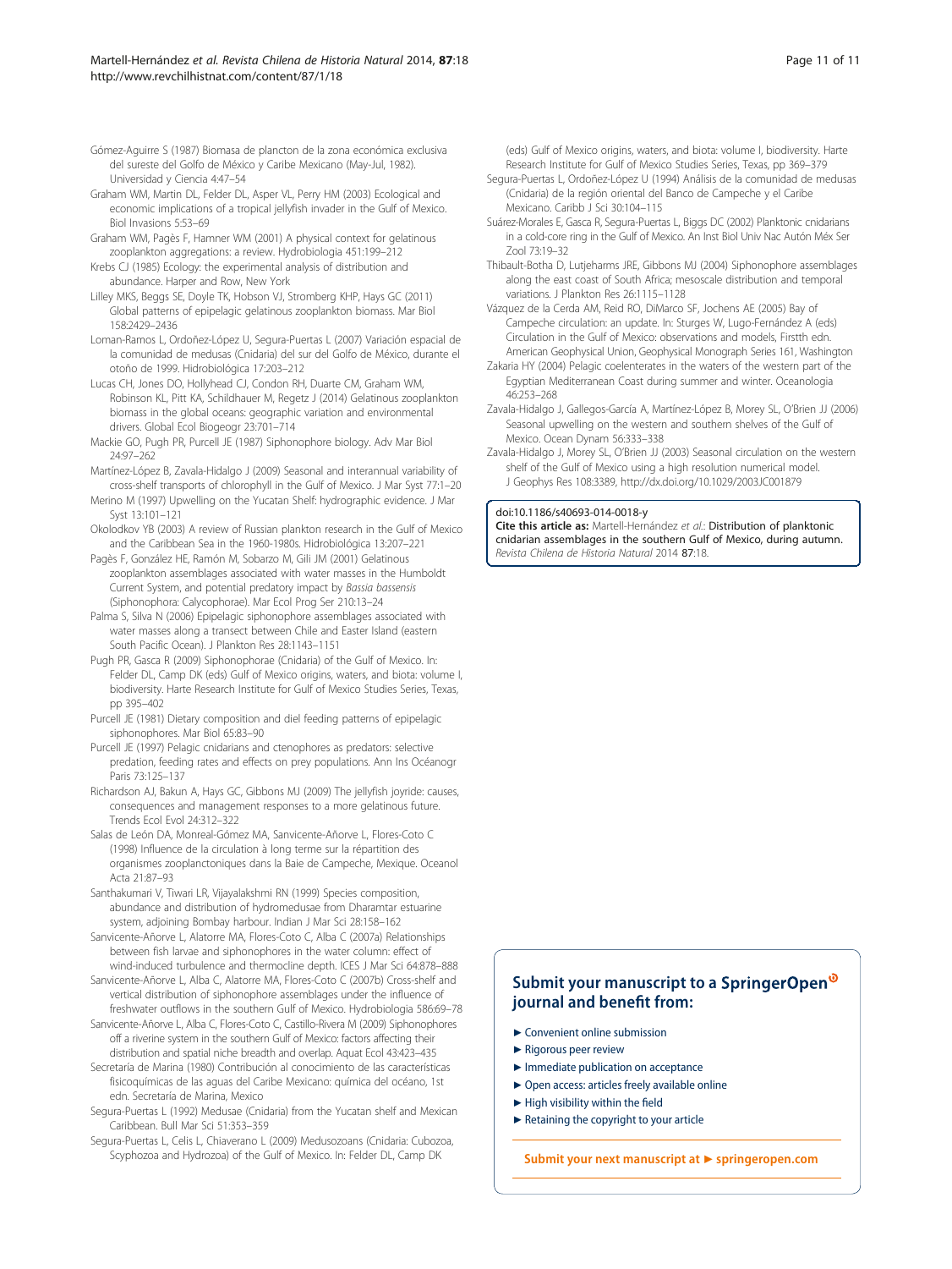Gómez-Aguirre S (1987) Biomasa de plancton de la zona económica exclusiva del sureste del Golfo de México y Caribe Mexicano (May-Jul, 1982). Universidad y Ciencia 4:47–54

Graham WM, Martin DL, Felder DL, Asper VL, Perry HM (2003) Ecological and economic implications of a tropical jellyfish invader in the Gulf of Mexico. Biol Invasions 5:53–69

Graham WM, Pagès F, Hamner WM (2001) A physical context for gelatinous zooplankton aggregations: a review. Hydrobiologia 451:199–212

Krebs CJ (1985) Ecology: the experimental analysis of distribution and abundance. Harper and Row, New York

Lilley MKS, Beggs SE, Doyle TK, Hobson VJ, Stromberg KHP, Hays GC (2011) Global patterns of epipelagic gelatinous zooplankton biomass. Mar Biol 158:2429–2436

Loman-Ramos L, Ordoñez-López U, Segura-Puertas L (2007) Variación espacial de la comunidad de medusas (Cnidaria) del sur del Golfo de México, durante el otoño de 1999. Hidrobiológica 17:203–212

Lucas CH, Jones DO, Hollyhead CJ, Condon RH, Duarte CM, Graham WM, Robinson KL, Pitt KA, Schildhauer M, Regetz J (2014) Gelatinous zooplankton biomass in the global oceans: geographic variation and environmental drivers. Global Ecol Biogeogr 23:701–714

Mackie GO, Pugh PR, Purcell JE (1987) Siphonophore biology. Adv Mar Biol 24:97–262

Martínez-López B, Zavala-Hidalgo J (2009) Seasonal and interannual variability of cross-shelf transports of chlorophyll in the Gulf of Mexico. J Mar Syst 77:1–20

Merino M (1997) Upwelling on the Yucatan Shelf: hydrographic evidence. J Mar Syst 13:101–121

Okolodkov YB (2003) A review of Russian plankton research in the Gulf of Mexico and the Caribbean Sea in the 1960-1980s. Hidrobiológica 13:207–221

Pagès F, González HE, Ramón M, Sobarzo M, Gili JM (2001) Gelatinous zooplankton assemblages associated with water masses in the Humboldt Current System, and potential predatory impact by *Bassia bassensis* (Siphonophora: Calycophorae). Mar Ecol Prog Ser 210:13–24

Palma S, Silva N (2006) Epipelagic siphonophore assemblages associated with water masses along a transect between Chile and Easter Island (eastern South Pacific Ocean). J Plankton Res 28:1143–1151

Pugh PR, Gasca R (2009) Siphonophorae (Cnidaria) of the Gulf of Mexico. In: Felder DL, Camp DK (eds) Gulf of Mexico origins, waters, and biota: volume I, biodiversity. Harte Research Institute for Gulf of Mexico Studies Series, Texas, pp 395–402

Purcell JE (1981) Dietary composition and diel feeding patterns of epipelagic siphonophores. Mar Biol 65:83–90

Purcell JE (1997) Pelagic cnidarians and ctenophores as predators: selective predation, feeding rates and effects on prey populations. Ann Ins Océanogr Paris 73:125–137

Richardson AJ, Bakun A, Hays GC, Gibbons MJ (2009) The jellyfish joyride: causes, consequences and management responses to a more gelatinous future. Trends Ecol Evol 24:312–322

Salas de León DA, Monreal-Gómez MA, Sanvicente-Añorve L, Flores-Coto C (1998) Influence de la circulation à long terme sur la répartition des organismes zooplanctoniques dans la Baie de Campeche, Mexique. Oceanol Acta 21:87–93

Santhakumari V, Tiwari LR, Vijayalakshmi RN (1999) Species composition, abundance and distribution of hydromedusae from Dharamtar estuarine system, adjoining Bombay harbour. Indian J Mar Sci 28:158–162

Sanvicente-Añorve L, Alatorre MA, Flores-Coto C, Alba C (2007a) Relationships between fish larvae and siphonophores in the water column: effect of wind-induced turbulence and thermocline depth. ICES J Mar Sci 64:878–888

Sanvicente-Añorve L, Alba C, Alatorre MA, Flores-Coto C (2007b) Cross-shelf and vertical distribution of siphonophore assemblages under the influence of freshwater outflows in the southern Gulf of Mexico. Hydrobiologia 586:69–78

Sanvicente-Añorve L, Alba C, Flores-Coto C, Castillo-Rivera M (2009) Siphonophores off a riverine system in the southern Gulf of Mexico: factors affecting their distribution and spatial niche breadth and overlap. Aquat Ecol 43:423–435

Secretaría de Marina (1980) Contribución al conocimiento de las características fisicoquímicas de las aguas del Caribe Mexicano: química del océano, 1st edn. Secretaría de Marina, Mexico

Segura-Puertas L (1992) Medusae (Cnidaria) from the Yucatan shelf and Mexican Caribbean. Bull Mar Sci 51:353–359

Segura-Puertas L, Celis L, Chiaverano L (2009) Medusozoans (Cnidaria: Cubozoa, Scyphozoa and Hydrozoa) of the Gulf of Mexico. In: Felder DL, Camp DK (eds) Gulf of Mexico origins, waters, and biota: volume I, biodiversity. Harte Research Institute for Gulf of Mexico Studies Series, Texas, pp 369–379

Segura-Puertas L, Ordoñez-López U (1994) Análisis de la comunidad de medusas (Cnidaria) de la región oriental del Banco de Campeche y el Caribe Mexicano. Caribb J Sci 30:104–115

Suárez-Morales E, Gasca R, Segura-Puertas L, Biggs DC (2002) Planktonic cnidarians in a cold-core ring in the Gulf of Mexico. An Inst Biol Univ Nac Autón Méx Ser Zool 73:19–32

Thibault-Botha D, Lutjeharms JRE, Gibbons MJ (2004) Siphonophore assemblages along the east coast of South Africa; mesoscale distribution and temporal variations. J Plankton Res 26:1115–1128

Vázquez de la Cerda AM, Reid RO, DiMarco SF, Jochens AE (2005) Bay of Campeche circulation: an update. In: Sturges W, Lugo-Fernández A (eds) Circulation in the Gulf of Mexico: observations and models, Firstth edn. American Geophysical Union, Geophysical Monograph Series 161, Washington

Zakaria HY (2004) Pelagic coelenterates in the waters of the western part of the Egyptian Mediterranean Coast during summer and winter. Oceanologia 46:253–268

Zavala-Hidalgo J, Gallegos-García A, Martínez-López B, Morey SL, O'Brien JJ (2006) Seasonal upwelling on the western and southern shelves of the Gulf of Mexico. Ocean Dynam 56:333–338

Zavala-Hidalgo J, Morey SL, O'Brien JJ (2003) Seasonal circulation on the western shelf of the Gulf of Mexico using a high resolution numerical model. J Geophys Res 108:3389, http://dx.doi.org/10.1029/2003JC001879

doi:10.1186/s40693-014-0018-y

**Cite this article as:** Martell-Hernández *et al.*: Distribution of planktonic cnidarian assemblages in the southern Gulf of Mexico, during autumn. *Revista Chilena de Historia Natural* 2014 **87**:18.

**Submit your manuscript to a SpringerOpen journal and benefit from:**

- ► Convenient online submission
- ► Rigorous peer review
- ► Immediate publication on acceptance
- ► Open access: articles freely available online
- ► High visibility within the field
- ► Retaining the copyright to your article

**Submit your next manuscript at ► springeropen.com**